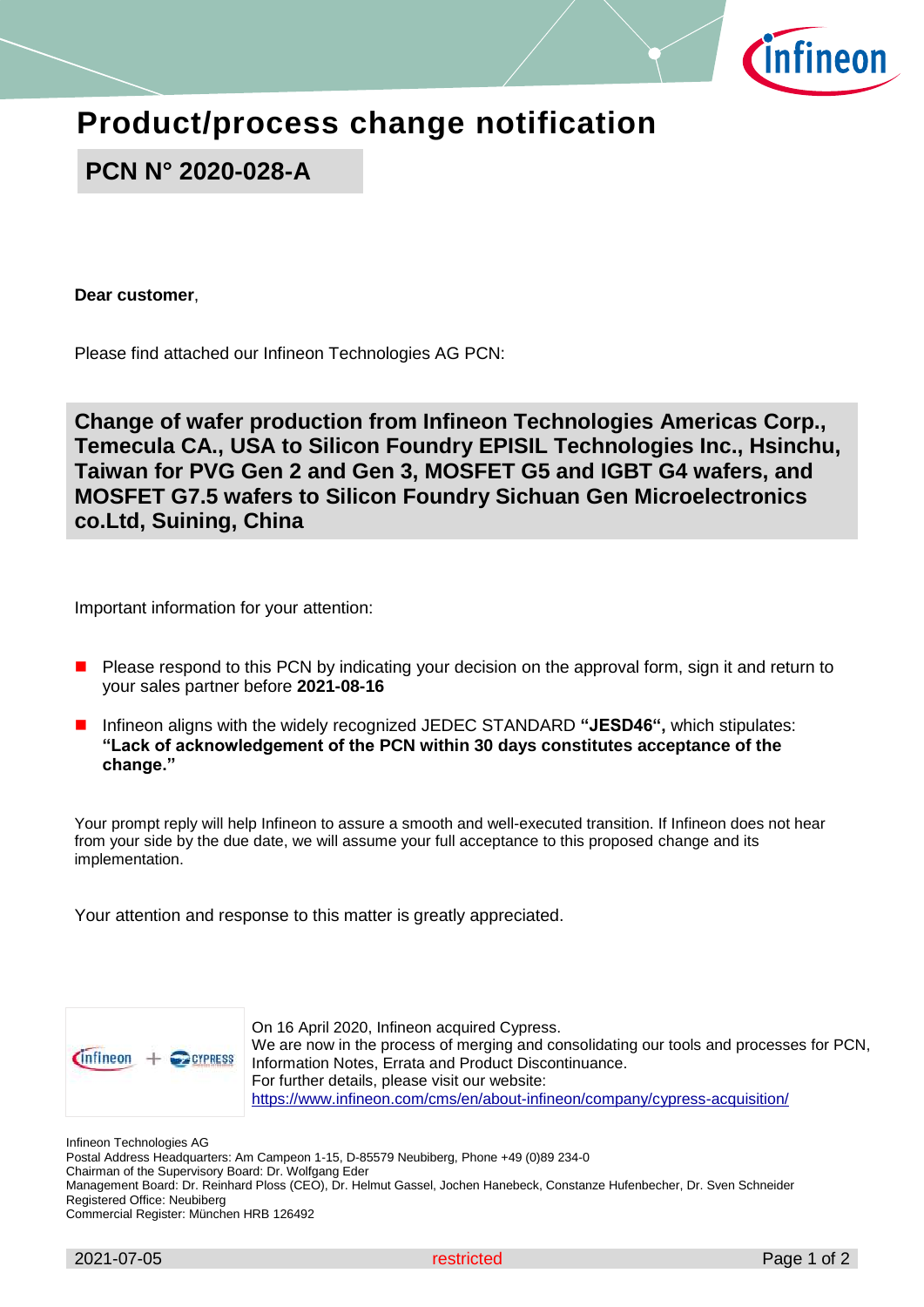# Product/process change notification

## PCN N° 2020-028-A

**Dear customer**,

Please find attached our Infineon Technologies AG PCN:

**Change of wafer production from Infineon Technologies Americas Corp., Temecula CA., USA to Silicon Foundry EPISIL Technologies Inc., Hsinchu, Taiwan for PVG Gen 2 and Gen 3, MOSFET G5 and IGBT G4 wafers, and MOSFET G7.5 wafers to Silicon Foundry Sichuan Gen Microelectronics co.Ltd, Suining, China**

Important information for your attention:

- Please respond to this PCN by indicating your decision on the approval form, sign it and return to your sales partner before **2021-08-16**
- Infineon aligns with the widely recognized JEDEC STANDARD **"JESD46",** which stipulates: **"Lack of acknowledgement of the PCN within 30 days constitutes acceptance of the change."**

Your prompt reply will help Infineon to assure a smooth and well-executed transition. If Infineon does not hear from your side by the due date, we will assume your full acceptance to this proposed change and its implementation.

Your attention and response to this matter is greatly appreciated.

On 16 April 2020, Infineon acquired Cypress.
We are now in the process of merging and consolidating our tools and processes for PCN, Information Notes, Errata and Product Discontinuance.
For further details, please visit our website:
https://www.infineon.com/cms/en/about-infineon/company/cypress-acquisition/

Infineon Technologies AG
Postal Address Headquarters: Am Campeon 1-15, D-85579 Neubiberg, Phone +49 (0)89 234-0
Chairman of the Supervisory Board: Dr. Wolfgang Eder
Management Board: Dr. Reinhard Ploss (CEO), Dr. Helmut Gassel, Jochen Hanebeck, Constanze Hufenbecher, Dr. Sven Schneider
Registered Office: Neubiberg
Commercial Register: München HRB 126492

2021-07-05 restricted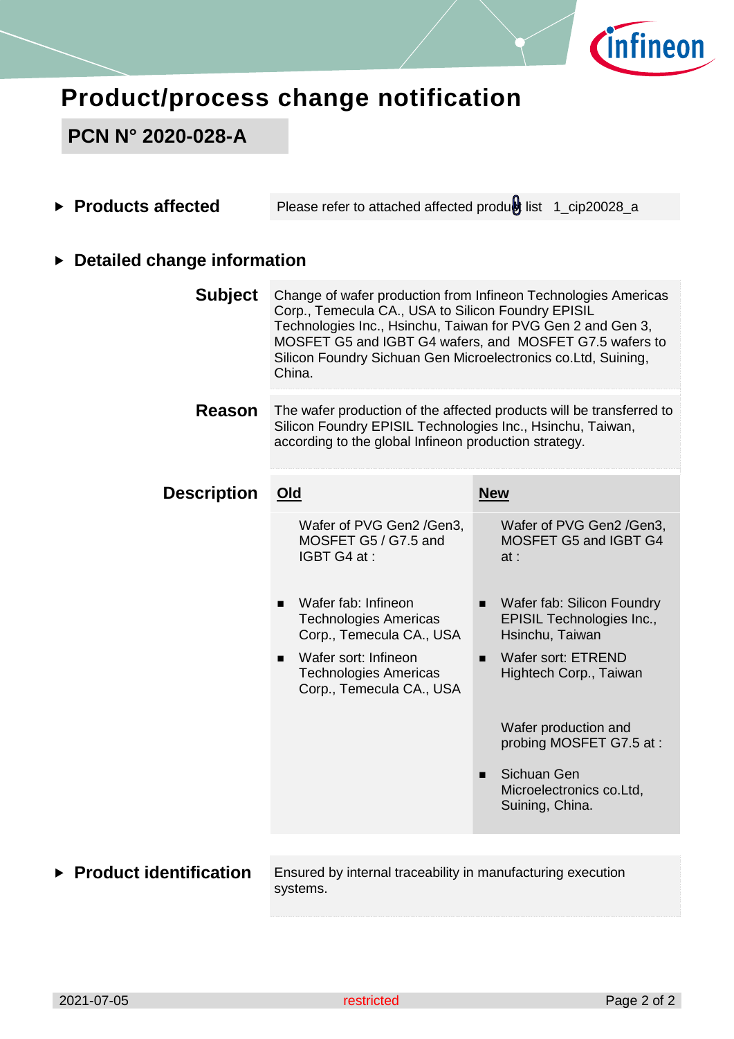# Product/process change notification

## PCN N° 2020-028-A

**Products affected**

Please refer to attached affected product list 1_cip20028_a

**Detailed change information**

**Subject**

Change of wafer production from Infineon Technologies Americas Corp., Temecula CA., USA to Silicon Foundry EPISIL Technologies Inc., Hsinchu, Taiwan for PVG Gen 2 and Gen 3, MOSFET G5 and IGBT G4 wafers, and MOSFET G7.5 wafers to Silicon Foundry Sichuan Gen Microelectronics co.Ltd, Suining, China.

**Reason**

The wafer production of the affected products will be transferred to Silicon Foundry EPISIL Technologies Inc., Hsinchu, Taiwan, according to the global Infineon production strategy.

**Description**

| Old | New |
|---|---|
| Wafer of PVG Gen2 /Gen3, MOSFET G5 / G7.5 and IGBT G4 at :<br><br>■ Wafer fab: Infineon Technologies Americas Corp., Temecula CA., USA<br>■ Wafer sort: Infineon Technologies Americas Corp., Temecula CA., USA | Wafer of PVG Gen2 /Gen3, MOSFET G5 and IGBT G4 at :<br><br>■ Wafer fab: Silicon Foundry EPISIL Technologies Inc., Hsinchu, Taiwan<br>■ Wafer sort: ETREND Hightech Corp., Taiwan<br><br>Wafer production and probing MOSFET G7.5 at :<br><br>■ Sichuan Gen Microelectronics co.Ltd, Suining, China. |

**Product identification**

Ensured by internal traceability in manufacturing execution systems.

2021-07-05 restricted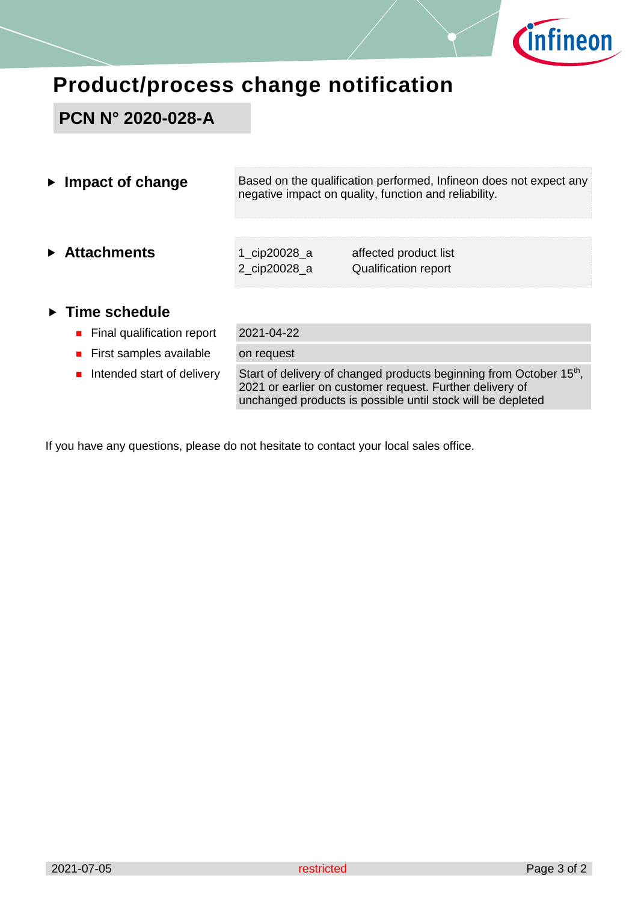# Product/process change notification

## PCN N° 2020-028-A

### ▸ Impact of change

Based on the qualification performed, Infineon does not expect any negative impact on quality, function and reliability.

### ▸ Attachments

| | |
|---|---|
| 1_cip20028_a | affected product list |
| 2_cip20028_a | Qualification report |

### ▸ Time schedule

| | |
|---|---|
| Final qualification report | 2021-04-22 |
| First samples available | on request |
| Intended start of delivery | Start of delivery of changed products beginning from October 15th, 2021 or earlier on customer request. Further delivery of unchanged products is possible until stock will be depleted |

If you have any questions, please do not hesitate to contact your local sales office.